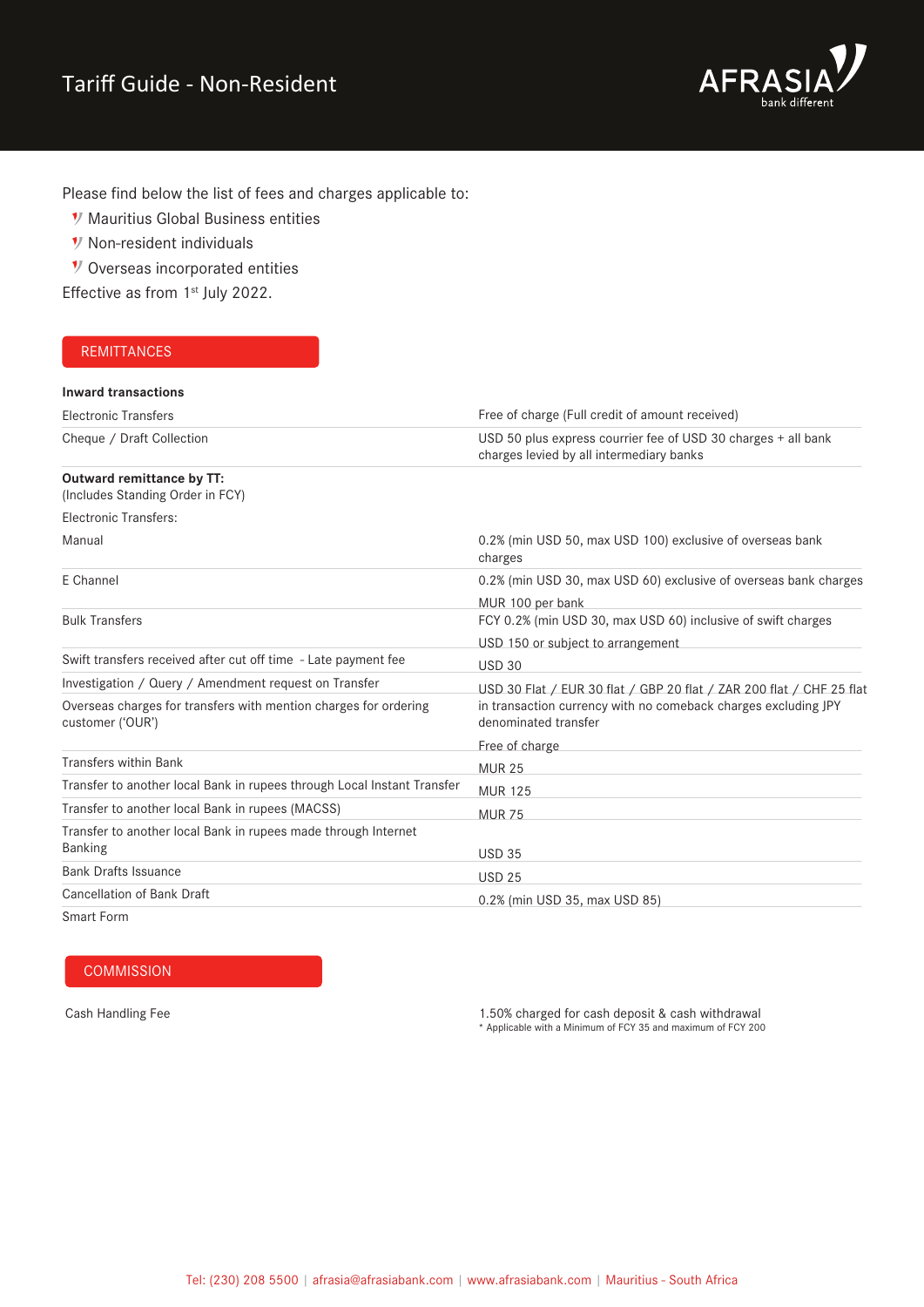# Tariff Guide - Non-Resident

Please find below the list of fees and charges applicable to:

- Mauritius Global Business entities
- Non-resident individuals
- Overseas incorporated entities

Effective as from 1st July 2022.

## REMITTANCES

| | |
|---|---|
| **Inward transactions** | |
| Electronic Transfers | Free of charge (Full credit of amount received) |
| Cheque / Draft Collection | USD 50 plus express courier fee of USD 30 charges + all bank charges levied by all intermediary banks |
| **Outward remittance by TT:** (Includes Standing Order in FCY) | |
| Electronic Transfers: | |
| Manual | 0.2% (min USD 50, max USD 100) exclusive of overseas bank charges |
| E Channel | 0.2% (min USD 30, max USD 60) exclusive of overseas bank charges |
| Bulk Transfers | MUR 100 per bank<br>FCY 0.2% (min USD 30, max USD 60) inclusive of swift charges |
| Swift transfers received after cut off time - Late payment fee | USD 150 or subject to arrangement |
| Investigation / Query / Amendment request on Transfer | USD 30 |
| Overseas charges for transfers with mention charges for ordering customer ('OUR') | USD 30 Flat / EUR 30 flat / GBP 20 flat / ZAR 200 flat / CHF 25 flat in transaction currency with no comeback charges excluding JPY denominated transfer |
| Transfers within Bank | Free of charge |
| Transfer to another local Bank in rupees through Local Instant Transfer | MUR 25 |
| Transfer to another local Bank in rupees (MACSS) | MUR 125 |
| Transfer to another local Bank in rupees made through Internet Banking | MUR 75 |
| Bank Drafts Issuance | USD 35 |
| Cancellation of Bank Draft | USD 25 |
| Smart Form | 0.2% (min USD 35, max USD 85) |

## COMMISSION

| | |
|---|---|
| Cash Handling Fee | 1.50% charged for cash deposit & cash withdrawal<br>* Applicable with a Minimum of FCY 35 and maximum of FCY 200 |

Tel: (230) 208 5500 | afrasia@afrasiabank.com | www.afrasiabank.com | Mauritius - South Africa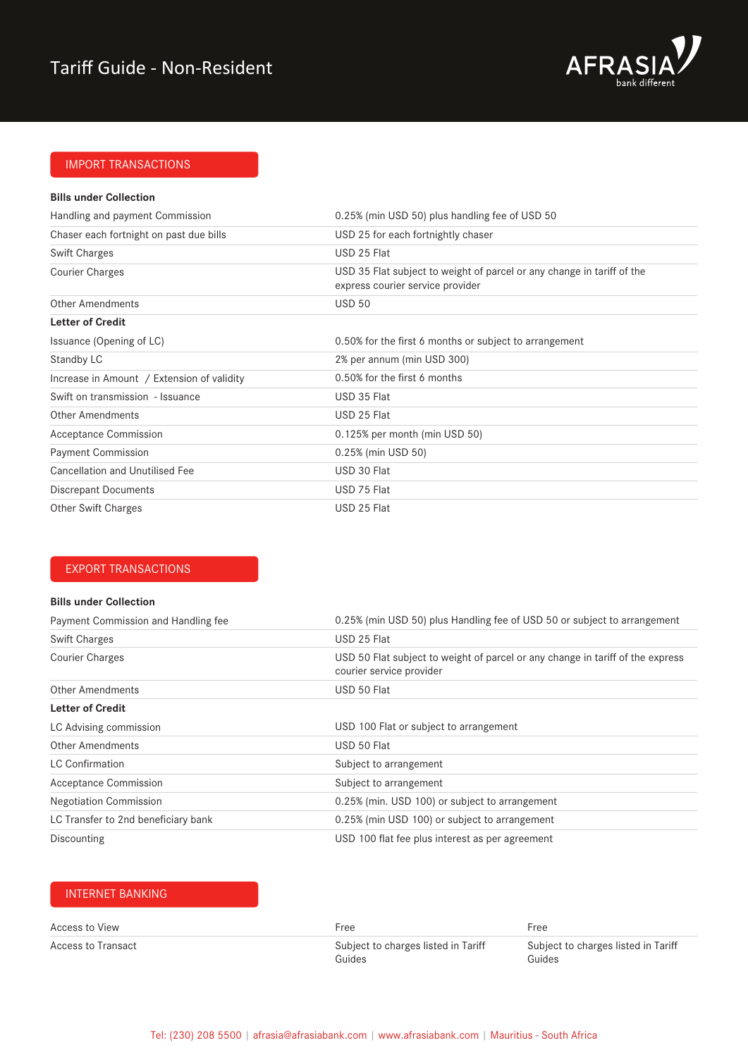# Tariff Guide - Non-Resident

## IMPORT TRANSACTIONS

| **Bills under Collection** | |
|---|---|
| Handling and payment Commission | 0.25% (min USD 50) plus handling fee of USD 50 |
| Chaser each fortnight on past due bills | USD 25 for each fortnightly chaser |
| Swift Charges | USD 25 Flat |
| Courier Charges | USD 35 Flat subject to weight of parcel or any change in tariff of the express courier service provider |
| Other Amendments | USD 50 |
| **Letter of Credit** | |
| Issuance (Opening of LC) | 0.50% for the first 6 months or subject to arrangement |
| Standby LC | 2% per annum (min USD 300) |
| Increase in Amount / Extension of validity | 0.50% for the first 6 months |
| Swift on transmission - Issuance | USD 35 Flat |
| Other Amendments | USD 25 Flat |
| Acceptance Commission | 0.125% per month (min USD 50) |
| Payment Commission | 0.25% (min USD 50) |
| Cancellation and Unutilised Fee | USD 30 Flat |
| Discrepant Documents | USD 75 Flat |
| Other Swift Charges | USD 25 Flat |

## EXPORT TRANSACTIONS

| **Bills under Collection** | |
|---|---|
| Payment Commission and Handling fee | 0.25% (min USD 50) plus Handling fee of USD 50 or subject to arrangement |
| Swift Charges | USD 25 Flat |
| Courier Charges | USD 50 Flat subject to weight of parcel or any change in tariff of the express courier service provider |
| Other Amendments | USD 50 Flat |
| **Letter of Credit** | |
| LC Advising commission | USD 100 Flat or subject to arrangement |
| Other Amendments | USD 50 Flat |
| LC Confirmation | Subject to arrangement |
| Acceptance Commission | Subject to arrangement |
| Negotiation Commission | 0.25% (min. USD 100) or subject to arrangement |
| LC Transfer to 2nd beneficiary bank | 0.25% (min USD 100) or subject to arrangement |
| Discounting | USD 100 flat fee plus interest as per agreement |

## INTERNET BANKING

| | | |
|---|---|---|
| Access to View | Free | Free |
| Access to Transact | Subject to charges listed in Tariff Guides | Subject to charges listed in Tariff Guides |

Tel: (230) 208 5500 | afrasia@afrasiabank.com | www.afrasiabank.com | Mauritius - South Africa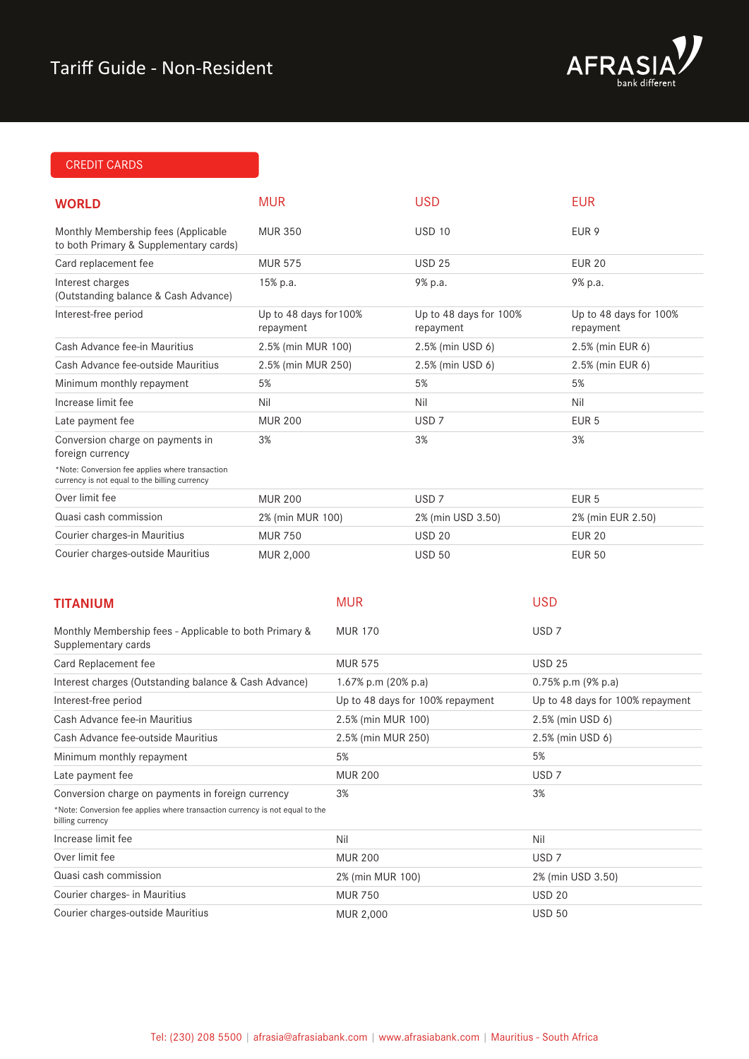# Tariff Guide - Non-Resident

## CREDIT CARDS

| WORLD | MUR | USD | EUR |
|---|---|---|---|
| Monthly Membership fees (Applicable to both Primary & Supplementary cards) | MUR 350 | USD 10 | EUR 9 |
| Card replacement fee | MUR 575 | USD 25 | EUR 20 |
| Interest charges (Outstanding balance & Cash Advance) | 15% p.a. | 9% p.a. | 9% p.a. |
| Interest-free period | Up to 48 days for100% repayment | Up to 48 days for 100% repayment | Up to 48 days for 100% repayment |
| Cash Advance fee-in Mauritius | 2.5% (min MUR 100) | 2.5% (min USD 6) | 2.5% (min EUR 6) |
| Cash Advance fee-outside Mauritius | 2.5% (min MUR 250) | 2.5% (min USD 6) | 2.5% (min EUR 6) |
| Minimum monthly repayment | 5% | 5% | 5% |
| Increase limit fee | Nil | Nil | Nil |
| Late payment fee | MUR 200 | USD 7 | EUR 5 |
| Conversion charge on payments in foreign currency<br>*Note: Conversion fee applies where transaction currency is not equal to the billing currency | 3% | 3% | 3% |
| Over limit fee | MUR 200 | USD 7 | EUR 5 |
| Quasi cash commission | 2% (min MUR 100) | 2% (min USD 3.50) | 2% (min EUR 2.50) |
| Courier charges-in Mauritius | MUR 750 | USD 20 | EUR 20 |
| Courier charges-outside Mauritius | MUR 2,000 | USD 50 | EUR 50 |

| TITANIUM | MUR | USD |
|---|---|---|
| Monthly Membership fees - Applicable to both Primary & Supplementary cards | MUR 170 | USD 7 |
| Card Replacement fee | MUR 575 | USD 25 |
| Interest charges (Outstanding balance & Cash Advance) | 1.67% p.m (20% p.a) | 0.75% p.m (9% p.a) |
| Interest-free period | Up to 48 days for 100% repayment | Up to 48 days for 100% repayment |
| Cash Advance fee-in Mauritius | 2.5% (min MUR 100) | 2.5% (min USD 6) |
| Cash Advance fee-outside Mauritius | 2.5% (min MUR 250) | 2.5% (min USD 6) |
| Minimum monthly repayment | 5% | 5% |
| Late payment fee | MUR 200 | USD 7 |
| Conversion charge on payments in foreign currency<br>*Note: Conversion fee applies where transaction currency is not equal to the billing currency | 3% | 3% |
| Increase limit fee | Nil | Nil |
| Over limit fee | MUR 200 | USD 7 |
| Quasi cash commission | 2% (min MUR 100) | 2% (min USD 3.50) |
| Courier charges- in Mauritius | MUR 750 | USD 20 |
| Courier charges-outside Mauritius | MUR 2,000 | USD 50 |

Tel: (230) 208 5500 | afrasia@afrasiabank.com | www.afrasiabank.com | Mauritius - South Africa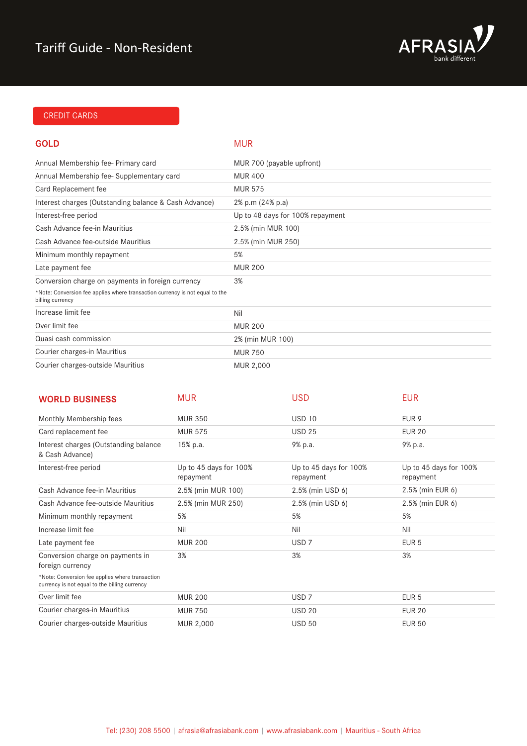# Tariff Guide - Non-Resident

## CREDIT CARDS

| GOLD | MUR |
|---|---|
| Annual Membership fee- Primary card | MUR 700 (payable upfront) |
| Annual Membership fee- Supplementary card | MUR 400 |
| Card Replacement fee | MUR 575 |
| Interest charges (Outstanding balance & Cash Advance) | 2% p.m (24% p.a) |
| Interest-free period | Up to 48 days for 100% repayment |
| Cash Advance fee-in Mauritius | 2.5% (min MUR 100) |
| Cash Advance fee-outside Mauritius | 2.5% (min MUR 250) |
| Minimum monthly repayment | 5% |
| Late payment fee | MUR 200 |
| Conversion charge on payments in foreign currency<br>*Note: Conversion fee applies where transaction currency is not equal to the billing currency | 3% |
| Increase limit fee | Nil |
| Over limit fee | MUR 200 |
| Quasi cash commission | 2% (min MUR 100) |
| Courier charges-in Mauritius | MUR 750 |
| Courier charges-outside Mauritius | MUR 2,000 |

| WORLD BUSINESS | MUR | USD | EUR |
|---|---|---|---|
| Monthly Membership fees | MUR 350 | USD 10 | EUR 9 |
| Card replacement fee | MUR 575 | USD 25 | EUR 20 |
| Interest charges (Outstanding balance & Cash Advance) | 15% p.a. | 9% p.a. | 9% p.a. |
| Interest-free period | Up to 45 days for 100% repayment | Up to 45 days for 100% repayment | Up to 45 days for 100% repayment |
| Cash Advance fee-in Mauritius | 2.5% (min MUR 100) | 2.5% (min USD 6) | 2.5% (min EUR 6) |
| Cash Advance fee-outside Mauritius | 2.5% (min MUR 250) | 2.5% (min USD 6) | 2.5% (min EUR 6) |
| Minimum monthly repayment | 5% | 5% | 5% |
| Increase limit fee | Nil | Nil | Nil |
| Late payment fee | MUR 200 | USD 7 | EUR 5 |
| Conversion charge on payments in foreign currency<br>*Note: Conversion fee applies where transaction currency is not equal to the billing currency | 3% | 3% | 3% |
| Over limit fee | MUR 200 | USD 7 | EUR 5 |
| Courier charges-in Mauritius | MUR 750 | USD 20 | EUR 20 |
| Courier charges-outside Mauritius | MUR 2,000 | USD 50 | EUR 50 |

Tel: (230) 208 5500 | afrasia@afrasiabank.com | www.afrasiabank.com | Mauritius - South Africa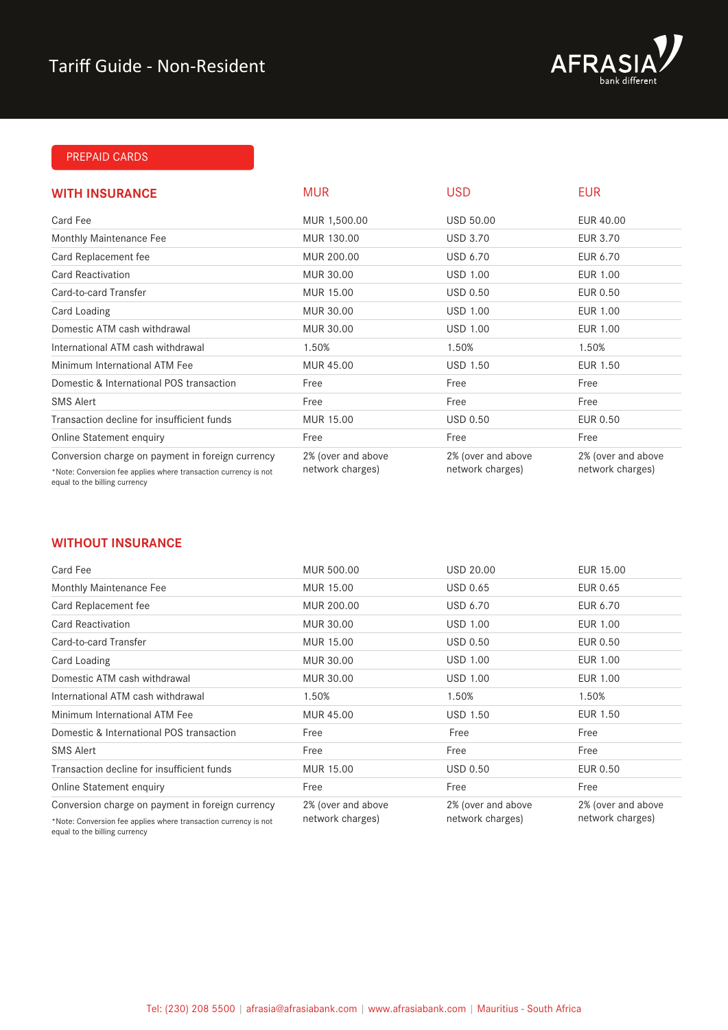# Tariff Guide - Non-Resident

## PREPAID CARDS

### WITH INSURANCE

| WITH INSURANCE | MUR | USD | EUR |
|---|---|---|---|
| Card Fee | MUR 1,500.00 | USD 50.00 | EUR 40.00 |
| Monthly Maintenance Fee | MUR 130.00 | USD 3.70 | EUR 3.70 |
| Card Replacement fee | MUR 200.00 | USD 6.70 | EUR 6.70 |
| Card Reactivation | MUR 30.00 | USD 1.00 | EUR 1.00 |
| Card-to-card Transfer | MUR 15.00 | USD 0.50 | EUR 0.50 |
| Card Loading | MUR 30.00 | USD 1.00 | EUR 1.00 |
| Domestic ATM cash withdrawal | MUR 30.00 | USD 1.00 | EUR 1.00 |
| International ATM cash withdrawal | 1.50% | 1.50% | 1.50% |
| Minimum International ATM Fee | MUR 45.00 | USD 1.50 | EUR 1.50 |
| Domestic & International POS transaction | Free | Free | Free |
| SMS Alert | Free | Free | Free |
| Transaction decline for insufficient funds | MUR 15.00 | USD 0.50 | EUR 0.50 |
| Online Statement enquiry | Free | Free | Free |
| Conversion charge on payment in foreign currency<br>*Note: Conversion fee applies where transaction currency is not equal to the billing currency | 2% (over and above network charges) | 2% (over and above network charges) | 2% (over and above network charges) |

### WITHOUT INSURANCE

| WITHOUT INSURANCE | MUR | USD | EUR |
|---|---|---|---|
| Card Fee | MUR 500.00 | USD 20.00 | EUR 15.00 |
| Monthly Maintenance Fee | MUR 15.00 | USD 0.65 | EUR 0.65 |
| Card Replacement fee | MUR 200.00 | USD 6.70 | EUR 6.70 |
| Card Reactivation | MUR 30.00 | USD 1.00 | EUR 1.00 |
| Card-to-card Transfer | MUR 15.00 | USD 0.50 | EUR 0.50 |
| Card Loading | MUR 30.00 | USD 1.00 | EUR 1.00 |
| Domestic ATM cash withdrawal | MUR 30.00 | USD 1.00 | EUR 1.00 |
| International ATM cash withdrawal | 1.50% | 1.50% | 1.50% |
| Minimum International ATM Fee | MUR 45.00 | USD 1.50 | EUR 1.50 |
| Domestic & International POS transaction | Free | Free | Free |
| SMS Alert | Free | Free | Free |
| Transaction decline for insufficient funds | MUR 15.00 | USD 0.50 | EUR 0.50 |
| Online Statement enquiry | Free | Free | Free |
| Conversion charge on payment in foreign currency<br>*Note: Conversion fee applies where transaction currency is not equal to the billing currency | 2% (over and above network charges) | 2% (over and above network charges) | 2% (over and above network charges) |

Tel: (230) 208 5500 | afrasia@afrasiabank.com | www.afrasiabank.com | Mauritius - South Africa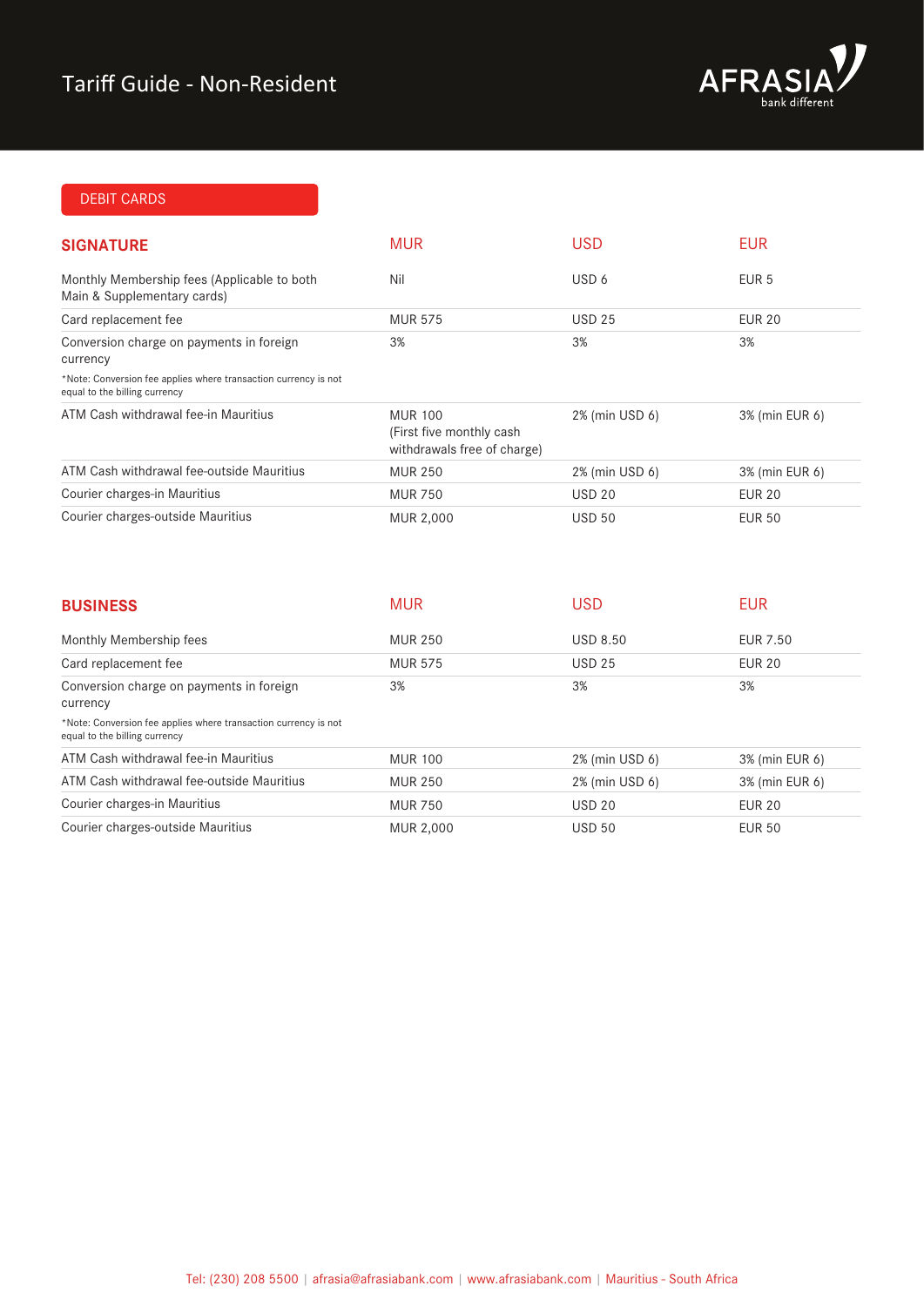# Tariff Guide - Non-Resident

## DEBIT CARDS

| SIGNATURE | MUR | USD | EUR |
| --- | --- | --- | --- |
| Monthly Membership fees (Applicable to both Main & Supplementary cards) | Nil | USD 6 | EUR 5 |
| Card replacement fee | MUR 575 | USD 25 | EUR 20 |
| Conversion charge on payments in foreign currency<br>*Note: Conversion fee applies where transaction currency is not equal to the billing currency | 3% | 3% | 3% |
| ATM Cash withdrawal fee-in Mauritius | MUR 100 (First five monthly cash withdrawals free of charge) | 2% (min USD 6) | 3% (min EUR 6) |
| ATM Cash withdrawal fee-outside Mauritius | MUR 250 | 2% (min USD 6) | 3% (min EUR 6) |
| Courier charges-in Mauritius | MUR 750 | USD 20 | EUR 20 |
| Courier charges-outside Mauritius | MUR 2,000 | USD 50 | EUR 50 |

| BUSINESS | MUR | USD | EUR |
| --- | --- | --- | --- |
| Monthly Membership fees | MUR 250 | USD 8.50 | EUR 7.50 |
| Card replacement fee | MUR 575 | USD 25 | EUR 20 |
| Conversion charge on payments in foreign currency<br>*Note: Conversion fee applies where transaction currency is not equal to the billing currency | 3% | 3% | 3% |
| ATM Cash withdrawal fee-in Mauritius | MUR 100 | 2% (min USD 6) | 3% (min EUR 6) |
| ATM Cash withdrawal fee-outside Mauritius | MUR 250 | 2% (min USD 6) | 3% (min EUR 6) |
| Courier charges-in Mauritius | MUR 750 | USD 20 | EUR 20 |
| Courier charges-outside Mauritius | MUR 2,000 | USD 50 | EUR 50 |

Tel: (230) 208 5500 | afrasia@afrasiabank.com | www.afrasiabank.com | Mauritius - South Africa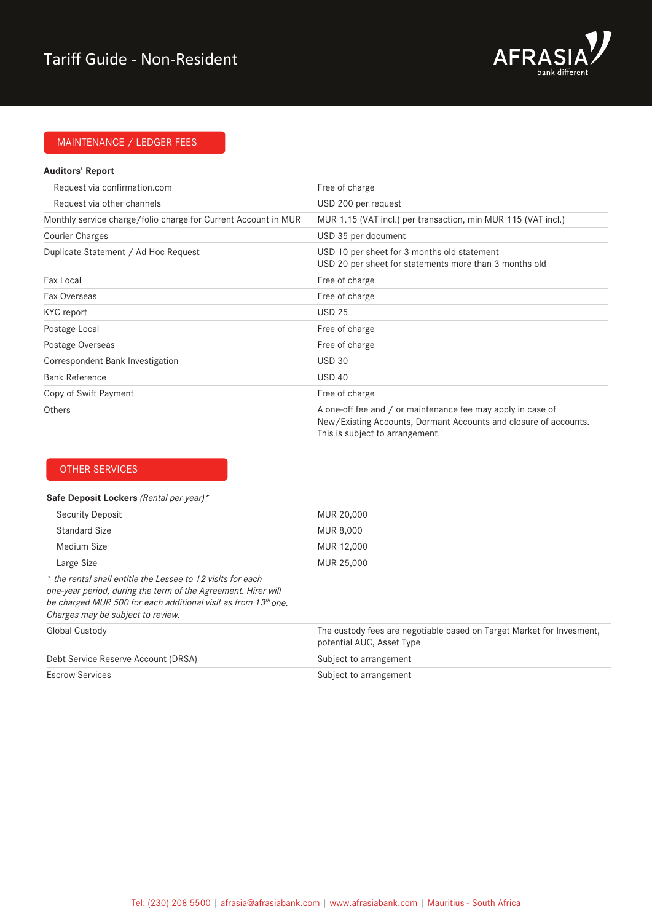# Tariff Guide - Non-Resident

## MAINTENANCE / LEDGER FEES

| | |
|---|---|
| **Auditors' Report** | |
| Request via confirmation.com | Free of charge |
| Request via other channels | USD 200 per request |
| Monthly service charge/folio charge for Current Account in MUR | MUR 1.15 (VAT incl.) per transaction, min MUR 115 (VAT incl.) |
| Courier Charges | USD 35 per document |
| Duplicate Statement / Ad Hoc Request | USD 10 per sheet for 3 months old statement<br>USD 20 per sheet for statements more than 3 months old |
| Fax Local | Free of charge |
| Fax Overseas | Free of charge |
| KYC report | USD 25 |
| Postage Local | Free of charge |
| Postage Overseas | Free of charge |
| Correspondent Bank Investigation | USD 30 |
| Bank Reference | USD 40 |
| Copy of Swift Payment | Free of charge |
| Others | A one-off fee and / or maintenance fee may apply in case of New/Existing Accounts, Dormant Accounts and closure of accounts. This is subject to arrangement. |

## OTHER SERVICES

| | |
|---|---|
| **Safe Deposit Lockers** *(Rental per year)** | |
| Security Deposit | MUR 20,000 |
| Standard Size | MUR 8,000 |
| Medium Size | MUR 12,000 |
| Large Size | MUR 25,000 |
| *\* the rental shall entitle the Lessee to 12 visits for each one-year period, during the term of the Agreement. Hirer will be charged MUR 500 for each additional visit as from 13th one. Charges may be subject to review.* | |
| Global Custody | The custody fees are negotiable based on Target Market for Invesment, potential AUC, Asset Type |
| Debt Service Reserve Account (DRSA) | Subject to arrangement |
| Escrow Services | Subject to arrangement |

Tel: (230) 208 5500 | afrasia@afrasiabank.com | www.afrasiabank.com | Mauritius - South Africa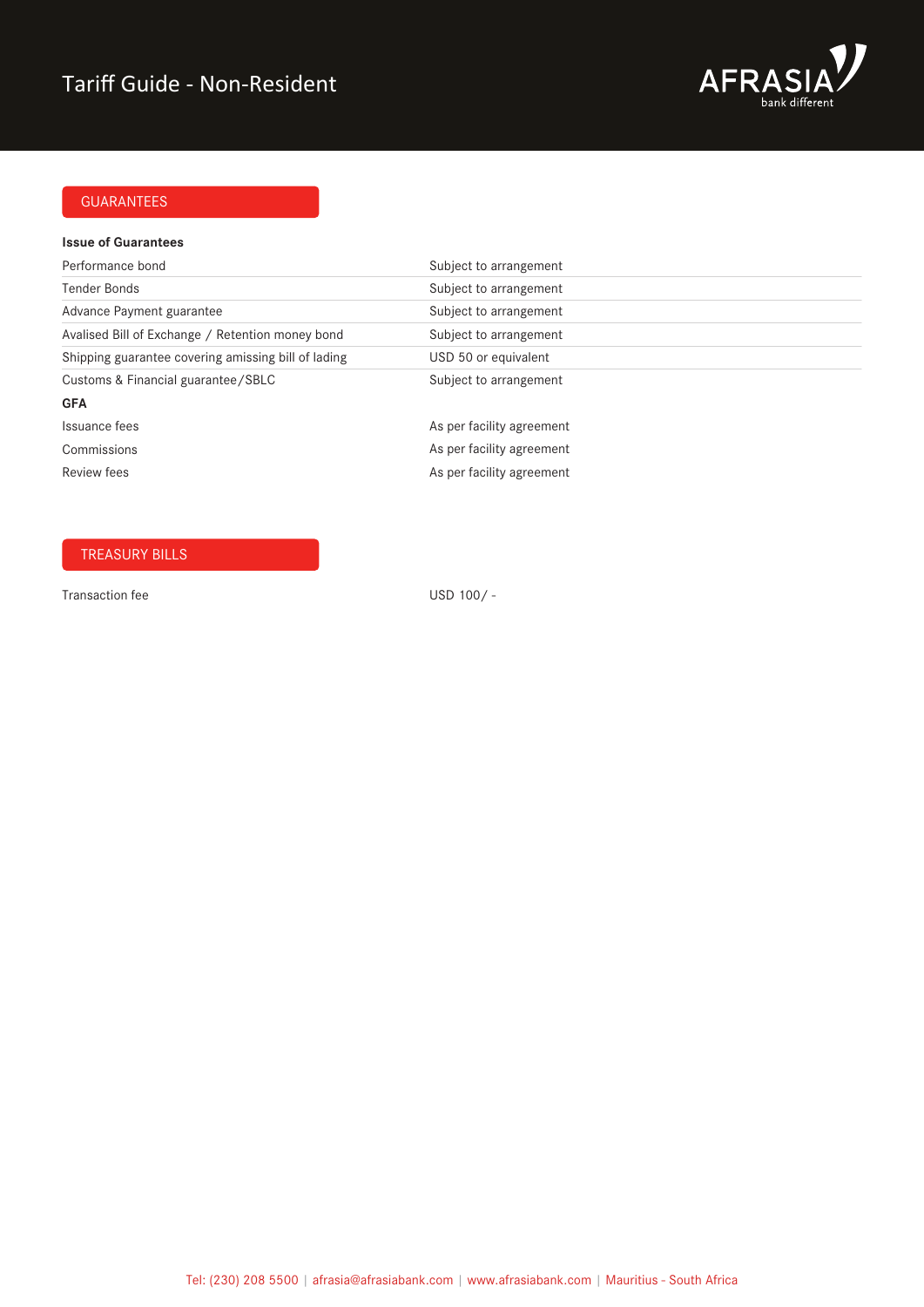## GUARANTEES

**Issue of Guarantees**

| | |
|---|---|
| Performance bond | Subject to arrangement |
| Tender Bonds | Subject to arrangement |
| Advance Payment guarantee | Subject to arrangement |
| Avalised Bill of Exchange / Retention money bond | Subject to arrangement |
| Shipping guarantee covering amissing bill of lading | USD 50 or equivalent |
| Customs & Financial guarantee/SBLC | Subject to arrangement |

**GFA**

| | |
|---|---|
| Issuance fees | As per facility agreement |
| Commissions | As per facility agreement |
| Review fees | As per facility agreement |

## TREASURY BILLS

| | |
|---|---|
| Transaction fee | USD 100/ - |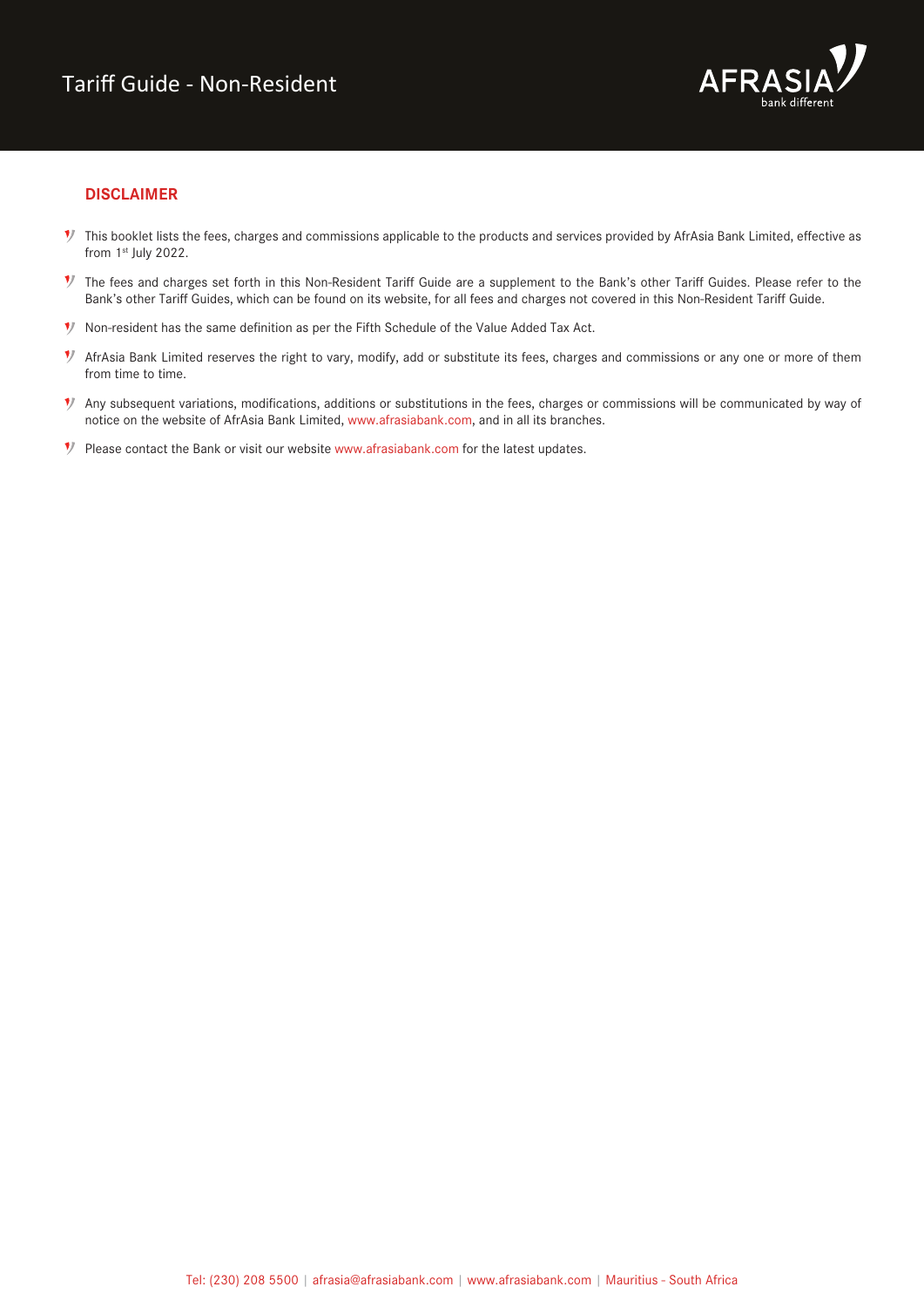# Tariff Guide - Non-Resident

## DISCLAIMER

- This booklet lists the fees, charges and commissions applicable to the products and services provided by AfrAsia Bank Limited, effective as from 1st July 2022.
- The fees and charges set forth in this Non-Resident Tariff Guide are a supplement to the Bank's other Tariff Guides. Please refer to the Bank's other Tariff Guides, which can be found on its website, for all fees and charges not covered in this Non-Resident Tariff Guide.
- Non-resident has the same definition as per the Fifth Schedule of the Value Added Tax Act.
- AfrAsia Bank Limited reserves the right to vary, modify, add or substitute its fees, charges and commissions or any one or more of them from time to time.
- Any subsequent variations, modifications, additions or substitutions in the fees, charges or commissions will be communicated by way of notice on the website of AfrAsia Bank Limited, www.afrasiabank.com, and in all its branches.
- Please contact the Bank or visit our website www.afrasiabank.com for the latest updates.

Tel: (230) 208 5500 | afrasia@afrasiabank.com | www.afrasiabank.com | Mauritius - South Africa